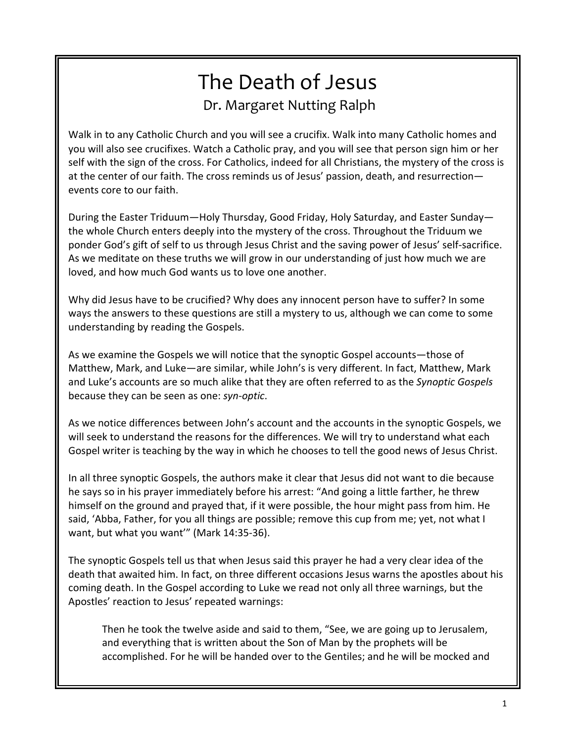# The Death of Jesus

## Dr. Margaret Nutting Ralph

Walk in to any Catholic Church and you will see a crucifix. Walk into many Catholic homes and you will also see crucifixes. Watch a Catholic pray, and you will see that person sign him or her self with the sign of the cross. For Catholics, indeed for all Christians, the mystery of the cross is at the center of our faith. The cross reminds us of Jesus' passion, death, and resurrection—events core to our faith.

During the Easter Triduum—Holy Thursday, Good Friday, Holy Saturday, and Easter Sunday—the whole Church enters deeply into the mystery of the cross. Throughout the Triduum we ponder God's gift of self to us through Jesus Christ and the saving power of Jesus' self-sacrifice. As we meditate on these truths we will grow in our understanding of just how much we are loved, and how much God wants us to love one another.

Why did Jesus have to be crucified? Why does any innocent person have to suffer? In some ways the answers to these questions are still a mystery to us, although we can come to some understanding by reading the Gospels.

As we examine the Gospels we will notice that the synoptic Gospel accounts—those of Matthew, Mark, and Luke—are similar, while John's is very different. In fact, Matthew, Mark and Luke's accounts are so much alike that they are often referred to as the *Synoptic Gospels* because they can be seen as one: *syn-optic*.

As we notice differences between John's account and the accounts in the synoptic Gospels, we will seek to understand the reasons for the differences. We will try to understand what each Gospel writer is teaching by the way in which he chooses to tell the good news of Jesus Christ.

In all three synoptic Gospels, the authors make it clear that Jesus did not want to die because he says so in his prayer immediately before his arrest: "And going a little farther, he threw himself on the ground and prayed that, if it were possible, the hour might pass from him. He said, 'Abba, Father, for you all things are possible; remove this cup from me; yet, not what I want, but what you want'" (Mark 14:35-36).

The synoptic Gospels tell us that when Jesus said this prayer he had a very clear idea of the death that awaited him. In fact, on three different occasions Jesus warns the apostles about his coming death. In the Gospel according to Luke we read not only all three warnings, but the Apostles' reaction to Jesus' repeated warnings:

> Then he took the twelve aside and said to them, "See, we are going up to Jerusalem, and everything that is written about the Son of Man by the prophets will be accomplished. For he will be handed over to the Gentiles; and he will be mocked and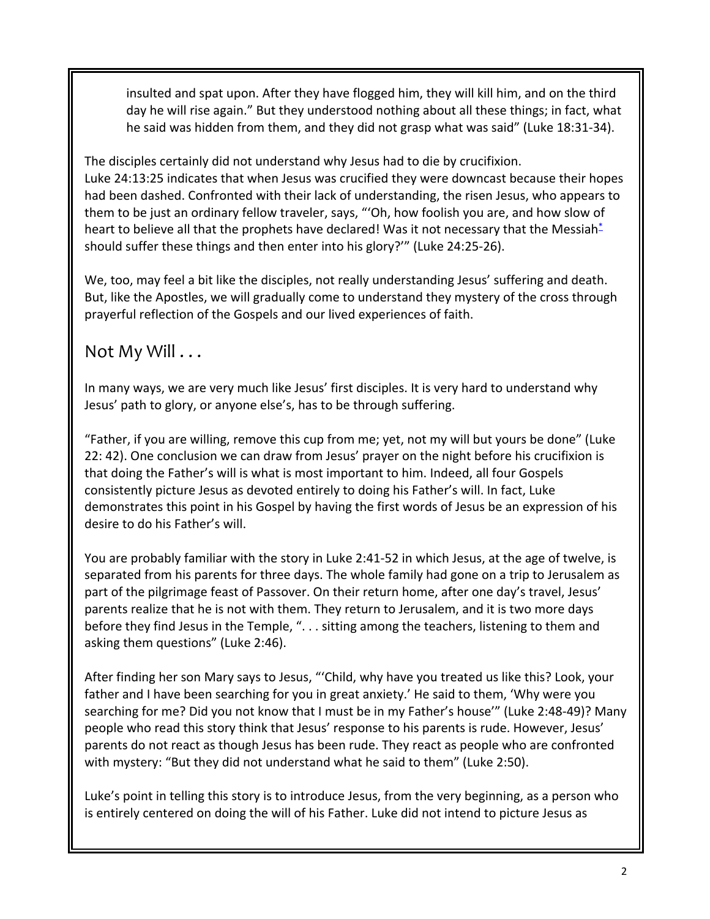insulted and spat upon. After they have flogged him, they will kill him, and on the third day he will rise again." But they understood nothing about all these things; in fact, what he said was hidden from them, and they did not grasp what was said" (Luke 18:31-34).

The disciples certainly did not understand why Jesus had to die by crucifixion. Luke 24:13:25 indicates that when Jesus was crucified they were downcast because their hopes had been dashed. Confronted with their lack of understanding, the risen Jesus, who appears to them to be just an ordinary fellow traveler, says, "'Oh, how foolish you are, and how slow of heart to believe all that the prophets have declared! Was it not necessary that the Messiah[*] should suffer these things and then enter into his glory?'" (Luke 24:25-26).

We, too, may feel a bit like the disciples, not really understanding Jesus' suffering and death. But, like the Apostles, we will gradually come to understand they mystery of the cross through prayerful reflection of the Gospels and our lived experiences of faith.

## Not My Will . . .

In many ways, we are very much like Jesus' first disciples. It is very hard to understand why Jesus' path to glory, or anyone else's, has to be through suffering.

"Father, if you are willing, remove this cup from me; yet, not my will but yours be done" (Luke 22: 42). One conclusion we can draw from Jesus' prayer on the night before his crucifixion is that doing the Father's will is what is most important to him. Indeed, all four Gospels consistently picture Jesus as devoted entirely to doing his Father's will. In fact, Luke demonstrates this point in his Gospel by having the first words of Jesus be an expression of his desire to do his Father's will.

You are probably familiar with the story in Luke 2:41-52 in which Jesus, at the age of twelve, is separated from his parents for three days. The whole family had gone on a trip to Jerusalem as part of the pilgrimage feast of Passover. On their return home, after one day's travel, Jesus' parents realize that he is not with them. They return to Jerusalem, and it is two more days before they find Jesus in the Temple, ". . . sitting among the teachers, listening to them and asking them questions" (Luke 2:46).

After finding her son Mary says to Jesus, "'Child, why have you treated us like this? Look, your father and I have been searching for you in great anxiety.' He said to them, 'Why were you searching for me? Did you not know that I must be in my Father's house'" (Luke 2:48-49)? Many people who read this story think that Jesus' response to his parents is rude. However, Jesus' parents do not react as though Jesus has been rude. They react as people who are confronted with mystery: "But they did not understand what he said to them" (Luke 2:50).

Luke's point in telling this story is to introduce Jesus, from the very beginning, as a person who is entirely centered on doing the will of his Father. Luke did not intend to picture Jesus as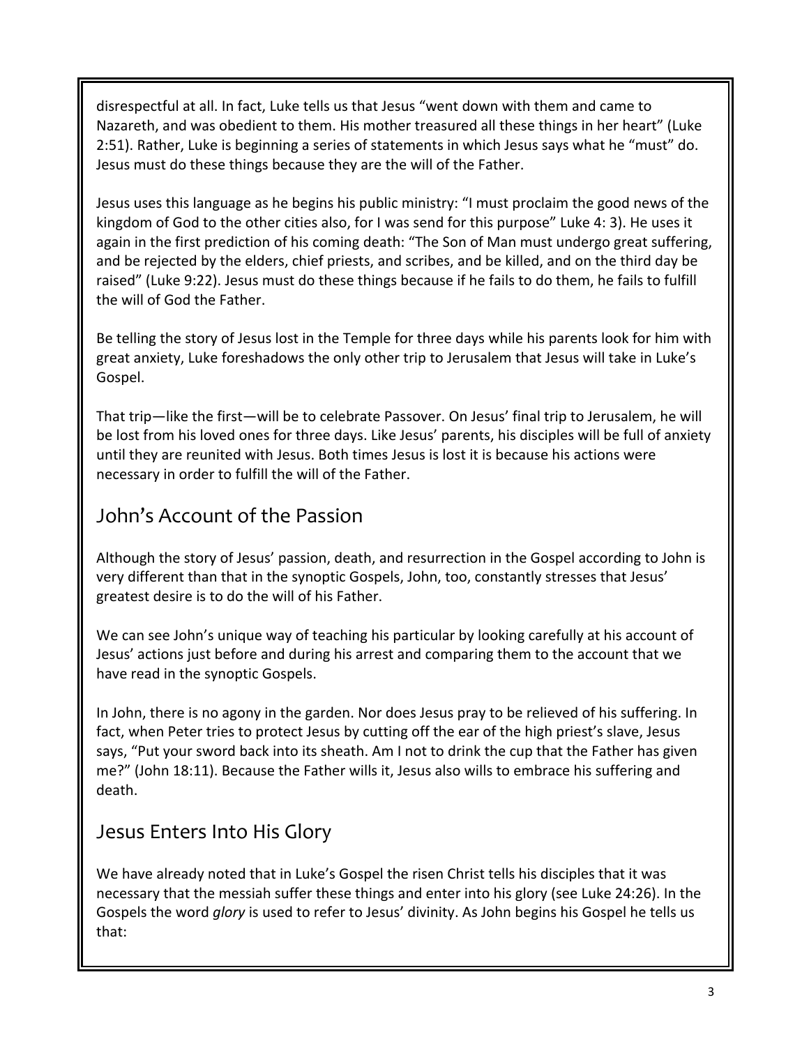disrespectful at all. In fact, Luke tells us that Jesus "went down with them and came to Nazareth, and was obedient to them. His mother treasured all these things in her heart" (Luke 2:51). Rather, Luke is beginning a series of statements in which Jesus says what he "must" do. Jesus must do these things because they are the will of the Father.

Jesus uses this language as he begins his public ministry: "I must proclaim the good news of the kingdom of God to the other cities also, for I was send for this purpose" Luke 4: 3). He uses it again in the first prediction of his coming death: "The Son of Man must undergo great suffering, and be rejected by the elders, chief priests, and scribes, and be killed, and on the third day be raised" (Luke 9:22). Jesus must do these things because if he fails to do them, he fails to fulfill the will of God the Father.

Be telling the story of Jesus lost in the Temple for three days while his parents look for him with great anxiety, Luke foreshadows the only other trip to Jerusalem that Jesus will take in Luke's Gospel.

That trip—like the first—will be to celebrate Passover. On Jesus' final trip to Jerusalem, he will be lost from his loved ones for three days. Like Jesus' parents, his disciples will be full of anxiety until they are reunited with Jesus. Both times Jesus is lost it is because his actions were necessary in order to fulfill the will of the Father.

## John's Account of the Passion

Although the story of Jesus' passion, death, and resurrection in the Gospel according to John is very different than that in the synoptic Gospels, John, too, constantly stresses that Jesus' greatest desire is to do the will of his Father.

We can see John's unique way of teaching his particular by looking carefully at his account of Jesus' actions just before and during his arrest and comparing them to the account that we have read in the synoptic Gospels.

In John, there is no agony in the garden. Nor does Jesus pray to be relieved of his suffering. In fact, when Peter tries to protect Jesus by cutting off the ear of the high priest's slave, Jesus says, "Put your sword back into its sheath. Am I not to drink the cup that the Father has given me?" (John 18:11). Because the Father wills it, Jesus also wills to embrace his suffering and death.

## Jesus Enters Into His Glory

We have already noted that in Luke's Gospel the risen Christ tells his disciples that it was necessary that the messiah suffer these things and enter into his glory (see Luke 24:26). In the Gospels the word *glory* is used to refer to Jesus' divinity. As John begins his Gospel he tells us that: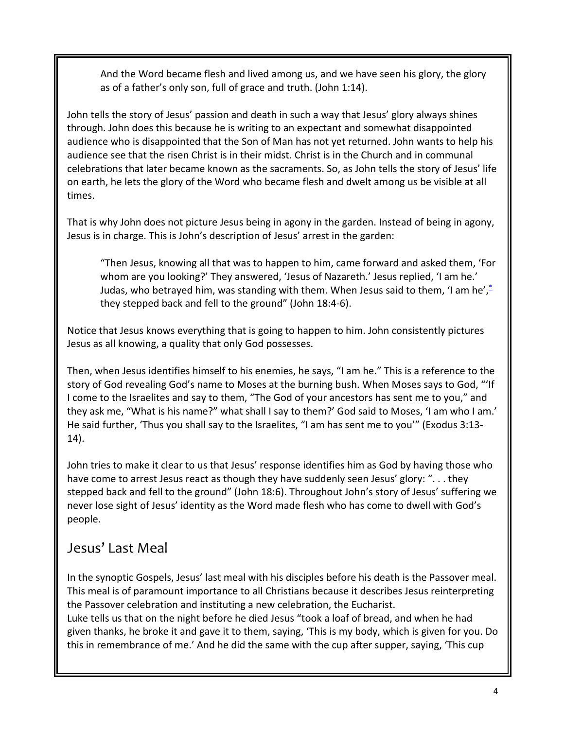> And the Word became flesh and lived among us, and we have seen his glory, the glory as of a father's only son, full of grace and truth. (John 1:14).

John tells the story of Jesus' passion and death in such a way that Jesus' glory always shines through. John does this because he is writing to an expectant and somewhat disappointed audience who is disappointed that the Son of Man has not yet returned. John wants to help his audience see that the risen Christ is in their midst. Christ is in the Church and in communal celebrations that later became known as the sacraments. So, as John tells the story of Jesus' life on earth, he lets the glory of the Word who became flesh and dwelt among us be visible at all times.

That is why John does not picture Jesus being in agony in the garden. Instead of being in agony, Jesus is in charge. This is John's description of Jesus' arrest in the garden:

> "Then Jesus, knowing all that was to happen to him, came forward and asked them, 'For whom are you looking?' They answered, 'Jesus of Nazareth.' Jesus replied, 'I am he.' Judas, who betrayed him, was standing with them. When Jesus said to them, 'I am he',* they stepped back and fell to the ground" (John 18:4-6).

Notice that Jesus knows everything that is going to happen to him. John consistently pictures Jesus as all knowing, a quality that only God possesses.

Then, when Jesus identifies himself to his enemies, he says, "I am he." This is a reference to the story of God revealing God's name to Moses at the burning bush. When Moses says to God, "'If I come to the Israelites and say to them, "The God of your ancestors has sent me to you," and they ask me, "What is his name?" what shall I say to them?' God said to Moses, 'I am who I am.' He said further, 'Thus you shall say to the Israelites, "I am has sent me to you'" (Exodus 3:13-14).

John tries to make it clear to us that Jesus' response identifies him as God by having those who have come to arrest Jesus react as though they have suddenly seen Jesus' glory: ". . . they stepped back and fell to the ground" (John 18:6). Throughout John's story of Jesus' suffering we never lose sight of Jesus' identity as the Word made flesh who has come to dwell with God's people.

## Jesus' Last Meal

In the synoptic Gospels, Jesus' last meal with his disciples before his death is the Passover meal. This meal is of paramount importance to all Christians because it describes Jesus reinterpreting the Passover celebration and instituting a new celebration, the Eucharist.
Luke tells us that on the night before he died Jesus "took a loaf of bread, and when he had given thanks, he broke it and gave it to them, saying, 'This is my body, which is given for you. Do this in remembrance of me.' And he did the same with the cup after supper, saying, 'This cup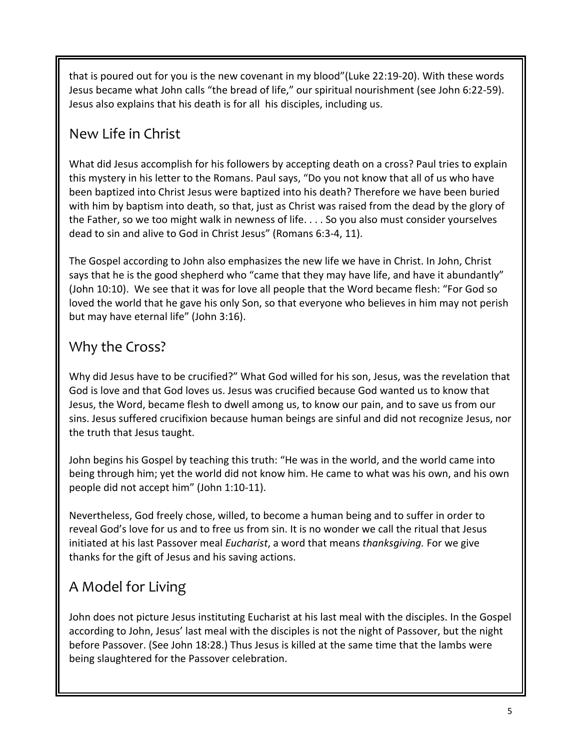that is poured out for you is the new covenant in my blood"(Luke 22:19-20). With these words Jesus became what John calls "the bread of life," our spiritual nourishment (see John 6:22-59). Jesus also explains that his death is for all his disciples, including us.

## New Life in Christ

What did Jesus accomplish for his followers by accepting death on a cross? Paul tries to explain this mystery in his letter to the Romans. Paul says, "Do you not know that all of us who have been baptized into Christ Jesus were baptized into his death? Therefore we have been buried with him by baptism into death, so that, just as Christ was raised from the dead by the glory of the Father, so we too might walk in newness of life. . . . So you also must consider yourselves dead to sin and alive to God in Christ Jesus" (Romans 6:3-4, 11).

The Gospel according to John also emphasizes the new life we have in Christ. In John, Christ says that he is the good shepherd who "came that they may have life, and have it abundantly" (John 10:10). We see that it was for love all people that the Word became flesh: "For God so loved the world that he gave his only Son, so that everyone who believes in him may not perish but may have eternal life" (John 3:16).

## Why the Cross?

Why did Jesus have to be crucified?" What God willed for his son, Jesus, was the revelation that God is love and that God loves us. Jesus was crucified because God wanted us to know that Jesus, the Word, became flesh to dwell among us, to know our pain, and to save us from our sins. Jesus suffered crucifixion because human beings are sinful and did not recognize Jesus, nor the truth that Jesus taught.

John begins his Gospel by teaching this truth: "He was in the world, and the world came into being through him; yet the world did not know him. He came to what was his own, and his own people did not accept him" (John 1:10-11).

Nevertheless, God freely chose, willed, to become a human being and to suffer in order to reveal God's love for us and to free us from sin. It is no wonder we call the ritual that Jesus initiated at his last Passover meal *Eucharist*, a word that means *thanksgiving.* For we give thanks for the gift of Jesus and his saving actions.

## A Model for Living

John does not picture Jesus instituting Eucharist at his last meal with the disciples. In the Gospel according to John, Jesus' last meal with the disciples is not the night of Passover, but the night before Passover. (See John 18:28.) Thus Jesus is killed at the same time that the lambs were being slaughtered for the Passover celebration.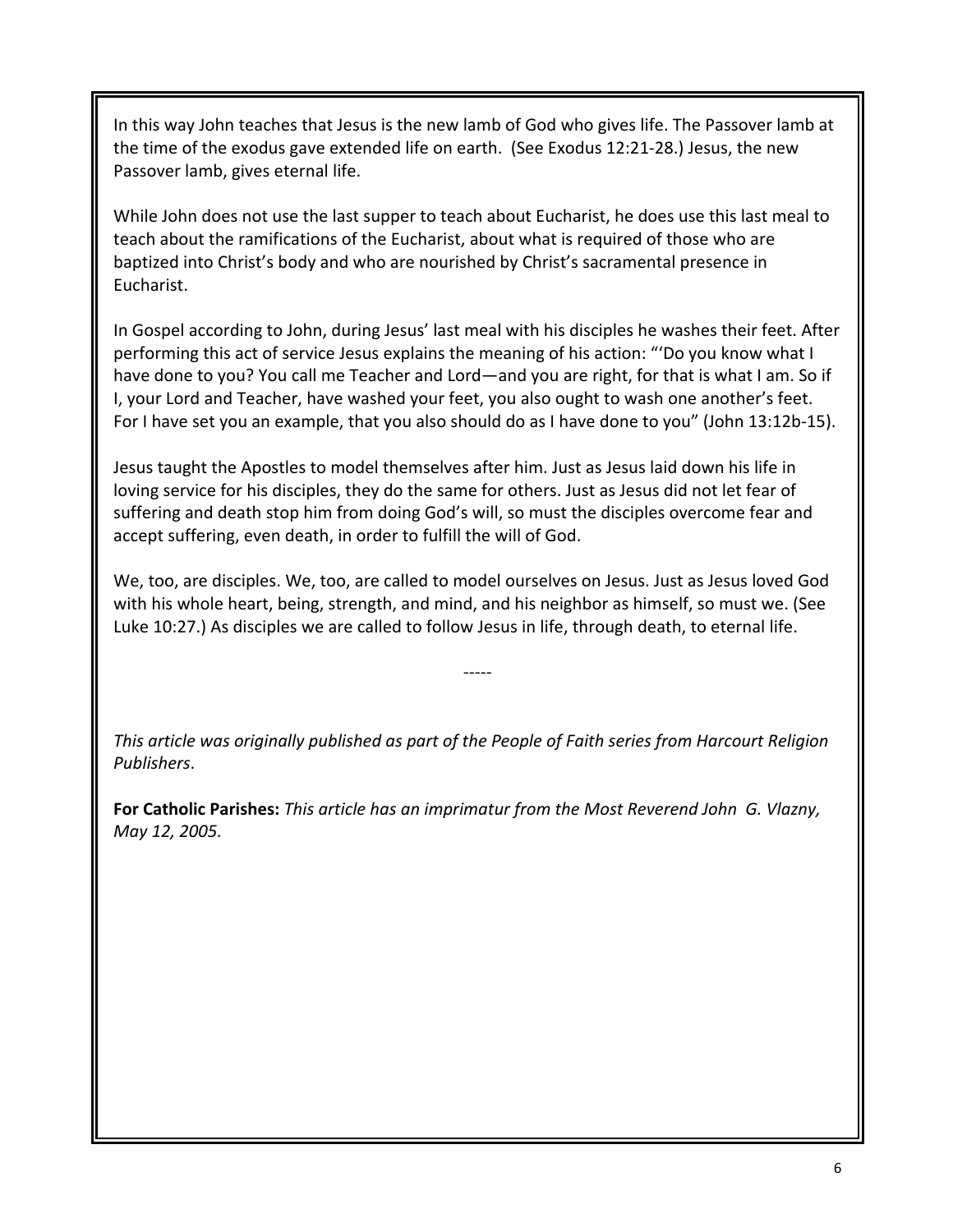In this way John teaches that Jesus is the new lamb of God who gives life. The Passover lamb at the time of the exodus gave extended life on earth. (See Exodus 12:21-28.) Jesus, the new Passover lamb, gives eternal life.

While John does not use the last supper to teach about Eucharist, he does use this last meal to teach about the ramifications of the Eucharist, about what is required of those who are baptized into Christ's body and who are nourished by Christ's sacramental presence in Eucharist.

In Gospel according to John, during Jesus' last meal with his disciples he washes their feet. After performing this act of service Jesus explains the meaning of his action: "'Do you know what I have done to you? You call me Teacher and Lord—and you are right, for that is what I am. So if I, your Lord and Teacher, have washed your feet, you also ought to wash one another's feet. For I have set you an example, that you also should do as I have done to you" (John 13:12b-15).

Jesus taught the Apostles to model themselves after him. Just as Jesus laid down his life in loving service for his disciples, they do the same for others. Just as Jesus did not let fear of suffering and death stop him from doing God's will, so must the disciples overcome fear and accept suffering, even death, in order to fulfill the will of God.

We, too, are disciples. We, too, are called to model ourselves on Jesus. Just as Jesus loved God with his whole heart, being, strength, and mind, and his neighbor as himself, so must we. (See Luke 10:27.) As disciples we are called to follow Jesus in life, through death, to eternal life.

-----

*This article was originally published as part of the People of Faith series from Harcourt Religion Publishers*.

**For Catholic Parishes:** *This article has an imprimatur from the Most Reverend John G. Vlazny, May 12, 2005.*